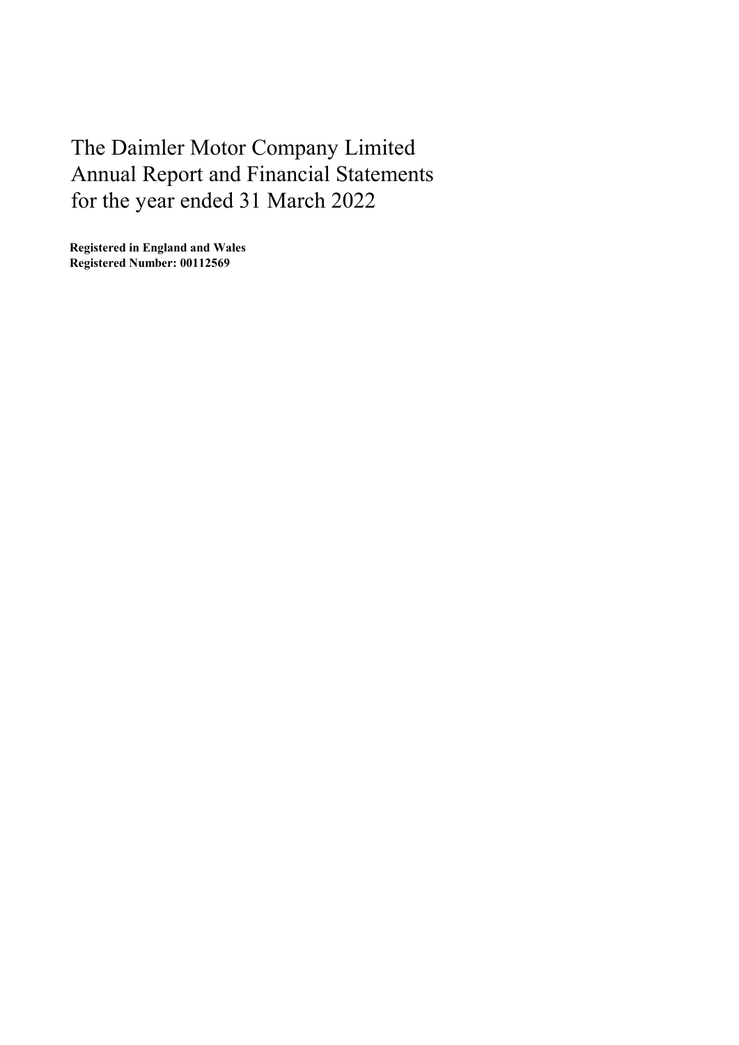# The Daimler Motor Company Limited
# Annual Report and Financial Statements
# for the year ended 31 March 2022

**Registered in England and Wales**
**Registered Number: 00112569**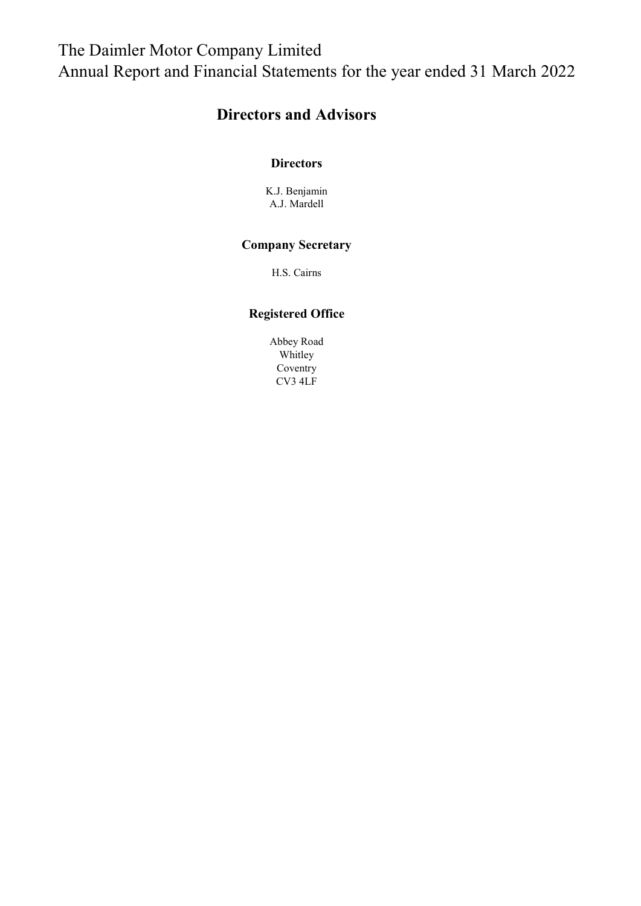# The Daimler Motor Company Limited
# Annual Report and Financial Statements for the year ended 31 March 2022

## Directors and Advisors

### Directors

K.J. Benjamin
A.J. Mardell

### Company Secretary

H.S. Cairns

### Registered Office

Abbey Road
Whitley
Coventry
CV3 4LF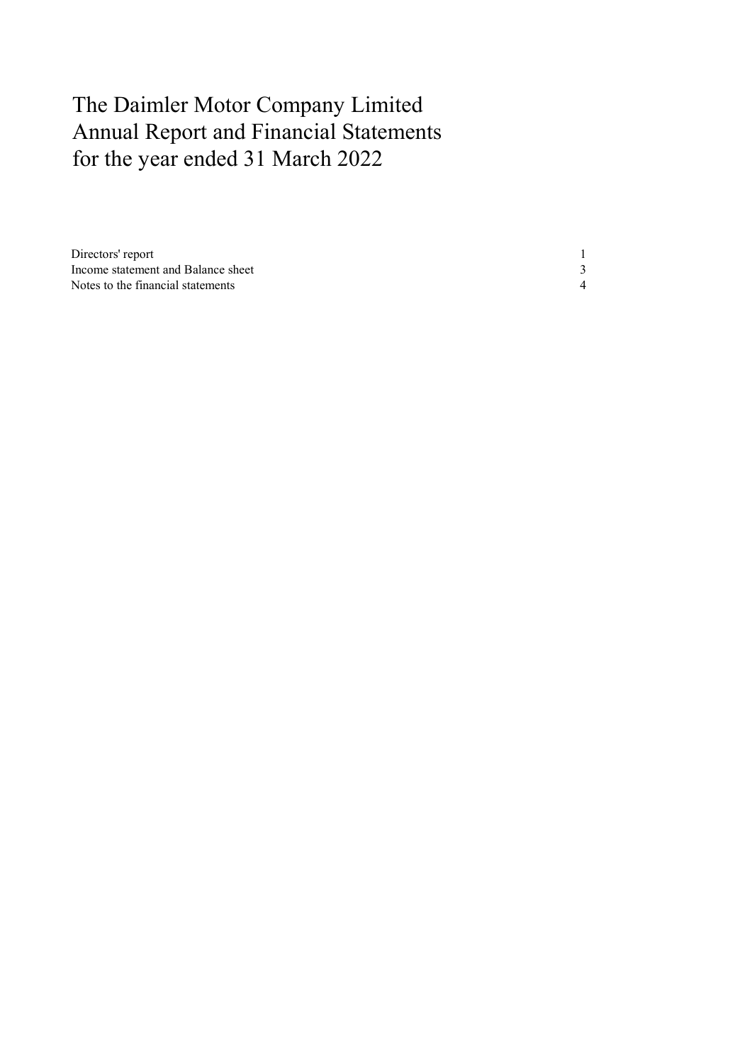# The Daimler Motor Company Limited
# Annual Report and Financial Statements
# for the year ended 31 March 2022

| | |
|---|---|
| Directors' report | 1 |
| Income statement and Balance sheet | 3 |
| Notes to the financial statements | 4 |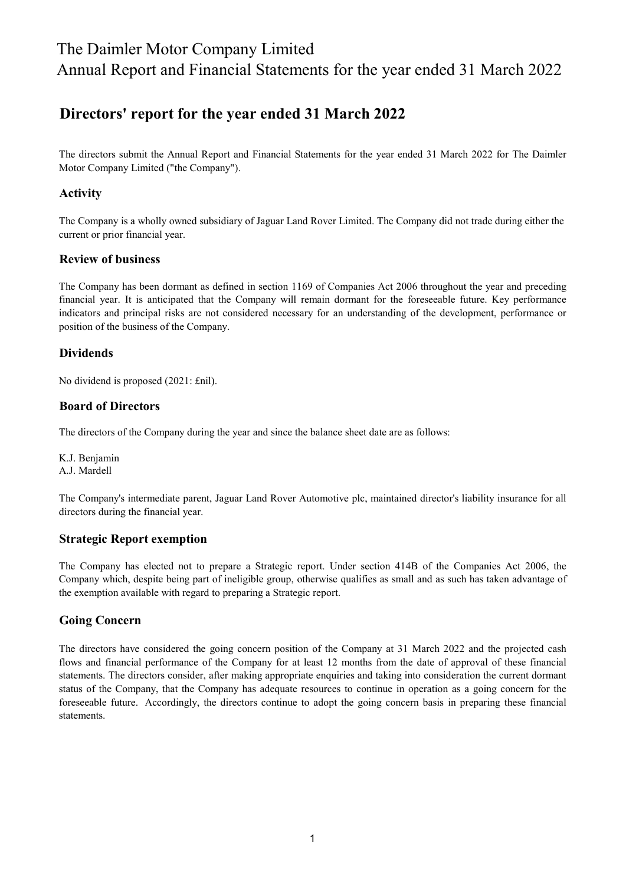# The Daimler Motor Company Limited
# Annual Report and Financial Statements for the year ended 31 March 2022

## Directors' report for the year ended 31 March 2022

The directors submit the Annual Report and Financial Statements for the year ended 31 March 2022 for The Daimler Motor Company Limited ("the Company").

### Activity

The Company is a wholly owned subsidiary of Jaguar Land Rover Limited. The Company did not trade during either the current or prior financial year.

### Review of business

The Company has been dormant as defined in section 1169 of Companies Act 2006 throughout the year and preceding financial year. It is anticipated that the Company will remain dormant for the foreseeable future. Key performance indicators and principal risks are not considered necessary for an understanding of the development, performance or position of the business of the Company.

### Dividends

No dividend is proposed (2021: £nil).

### Board of Directors

The directors of the Company during the year and since the balance sheet date are as follows:

K.J. Benjamin
A.J. Mardell

The Company's intermediate parent, Jaguar Land Rover Automotive plc, maintained director's liability insurance for all directors during the financial year.

### Strategic Report exemption

The Company has elected not to prepare a Strategic report. Under section 414B of the Companies Act 2006, the Company which, despite being part of ineligible group, otherwise qualifies as small and as such has taken advantage of the exemption available with regard to preparing a Strategic report.

### Going Concern

The directors have considered the going concern position of the Company at 31 March 2022 and the projected cash flows and financial performance of the Company for at least 12 months from the date of approval of these financial statements. The directors consider, after making appropriate enquiries and taking into consideration the current dormant status of the Company, that the Company has adequate resources to continue in operation as a going concern for the foreseeable future. Accordingly, the directors continue to adopt the going concern basis in preparing these financial statements.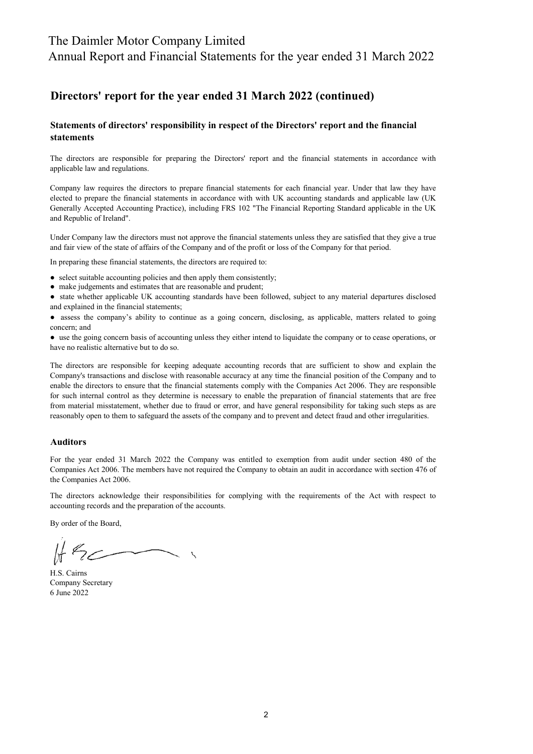## Directors' report for the year ended 31 March 2022 (continued)

### Statements of directors' responsibility in respect of the Directors' report and the financial statements

The directors are responsible for preparing the Directors' report and the financial statements in accordance with applicable law and regulations.

Company law requires the directors to prepare financial statements for each financial year. Under that law they have elected to prepare the financial statements in accordance with with UK accounting standards and applicable law (UK Generally Accepted Accounting Practice), including FRS 102 "The Financial Reporting Standard applicable in the UK and Republic of Ireland".

Under Company law the directors must not approve the financial statements unless they are satisfied that they give a true and fair view of the state of affairs of the Company and of the profit or loss of the Company for that period.

In preparing these financial statements, the directors are required to:

- select suitable accounting policies and then apply them consistently;
- make judgements and estimates that are reasonable and prudent;
- state whether applicable UK accounting standards have been followed, subject to any material departures disclosed and explained in the financial statements;
- assess the company's ability to continue as a going concern, disclosing, as applicable, matters related to going concern; and
- use the going concern basis of accounting unless they either intend to liquidate the company or to cease operations, or have no realistic alternative but to do so.

The directors are responsible for keeping adequate accounting records that are sufficient to show and explain the Company's transactions and disclose with reasonable accuracy at any time the financial position of the Company and to enable the directors to ensure that the financial statements comply with the Companies Act 2006. They are responsible for such internal control as they determine is necessary to enable the preparation of financial statements that are free from material misstatement, whether due to fraud or error, and have general responsibility for taking such steps as are reasonably open to them to safeguard the assets of the company and to prevent and detect fraud and other irregularities.

### Auditors

For the year ended 31 March 2022 the Company was entitled to exemption from audit under section 480 of the Companies Act 2006. The members have not required the Company to obtain an audit in accordance with section 476 of the Companies Act 2006.

The directors acknowledge their responsibilities for complying with the requirements of the Act with respect to accounting records and the preparation of the accounts.

By order of the Board,

H.S. Cairns
Company Secretary
6 June 2022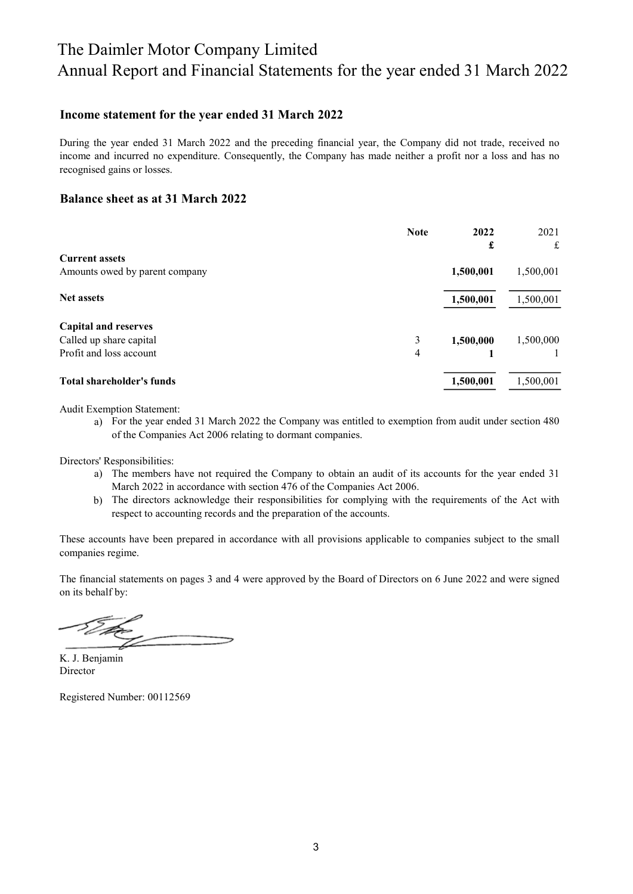# The Daimler Motor Company Limited
# Annual Report and Financial Statements for the year ended 31 March 2022

## Income statement for the year ended 31 March 2022

During the year ended 31 March 2022 and the preceding financial year, the Company did not trade, received no income and incurred no expenditure. Consequently, the Company has made neither a profit nor a loss and has no recognised gains or losses.

## Balance sheet as at 31 March 2022

| | Note | 2022<br>£ | 2021<br>£ |
|---|---|---|---|
| **Current assets** | | | |
| Amounts owed by parent company | | **1,500,001** | 1,500,001 |
| **Net assets** | | **1,500,001** | 1,500,001 |
| **Capital and reserves** | | | |
| Called up share capital | 3 | **1,500,000** | 1,500,000 |
| Profit and loss account | 4 | **1** | 1 |
| **Total shareholder's funds** | | **1,500,001** | 1,500,001 |

Audit Exemption Statement:

a) For the year ended 31 March 2022 the Company was entitled to exemption from audit under section 480 of the Companies Act 2006 relating to dormant companies.

Directors' Responsibilities:

a) The members have not required the Company to obtain an audit of its accounts for the year ended 31 March 2022 in accordance with section 476 of the Companies Act 2006.
b) The directors acknowledge their responsibilities for complying with the requirements of the Act with respect to accounting records and the preparation of the accounts.

These accounts have been prepared in accordance with all provisions applicable to companies subject to the small companies regime.

The financial statements on pages 3 and 4 were approved by the Board of Directors on 6 June 2022 and were signed on its behalf by:

K. J. Benjamin
Director

Registered Number: 00112569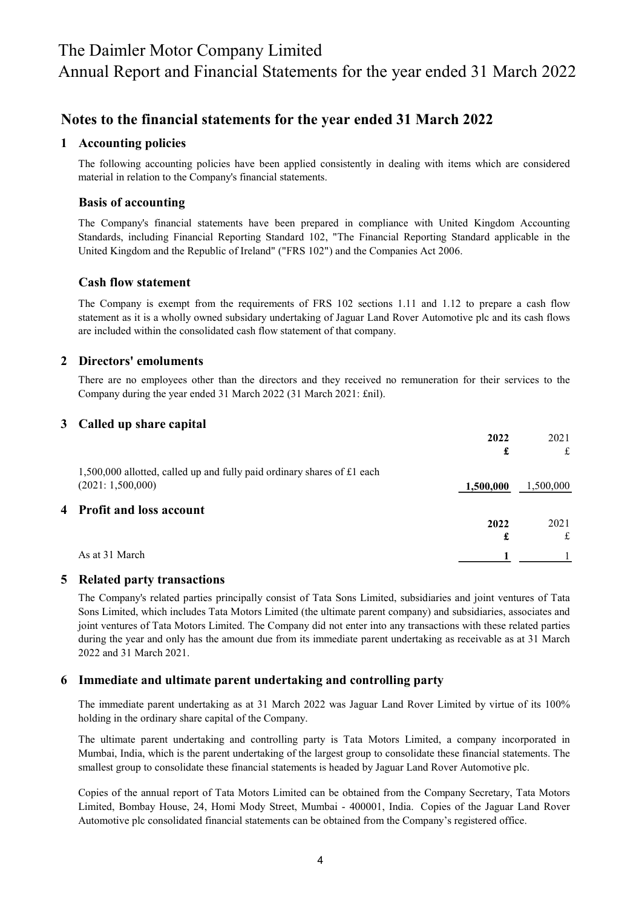## Notes to the financial statements for the year ended 31 March 2022

### 1 Accounting policies

The following accounting policies have been applied consistently in dealing with items which are considered material in relation to the Company's financial statements.

#### Basis of accounting

The Company's financial statements have been prepared in compliance with United Kingdom Accounting Standards, including Financial Reporting Standard 102, "The Financial Reporting Standard applicable in the United Kingdom and the Republic of Ireland" ("FRS 102") and the Companies Act 2006.

#### Cash flow statement

The Company is exempt from the requirements of FRS 102 sections 1.11 and 1.12 to prepare a cash flow statement as it is a wholly owned subsidary undertaking of Jaguar Land Rover Automotive plc and its cash flows are included within the consolidated cash flow statement of that company.

### 2 Directors' emoluments

There are no employees other than the directors and they received no remuneration for their services to the Company during the year ended 31 March 2022 (31 March 2021: £nil).

### 3 Called up share capital

| | **2022** | 2021 |
|---|---|---|
| | **£** | £ |
| 1,500,000 allotted, called up and fully paid ordinary shares of £1 each (2021: 1,500,000) | **1,500,000** | 1,500,000 |

### 4 Profit and loss account

| | **2022** | 2021 |
|---|---|---|
| | **£** | £ |
| As at 31 March | **1** | 1 |

### 5 Related party transactions

The Company's related parties principally consist of Tata Sons Limited, subsidiaries and joint ventures of Tata Sons Limited, which includes Tata Motors Limited (the ultimate parent company) and subsidiaries, associates and joint ventures of Tata Motors Limited. The Company did not enter into any transactions with these related parties during the year and only has the amount due from its immediate parent undertaking as receivable as at 31 March 2022 and 31 March 2021.

### 6 Immediate and ultimate parent undertaking and controlling party

The immediate parent undertaking as at 31 March 2022 was Jaguar Land Rover Limited by virtue of its 100% holding in the ordinary share capital of the Company.

The ultimate parent undertaking and controlling party is Tata Motors Limited, a company incorporated in Mumbai, India, which is the parent undertaking of the largest group to consolidate these financial statements. The smallest group to consolidate these financial statements is headed by Jaguar Land Rover Automotive plc.

Copies of the annual report of Tata Motors Limited can be obtained from the Company Secretary, Tata Motors Limited, Bombay House, 24, Homi Mody Street, Mumbai - 400001, India. Copies of the Jaguar Land Rover Automotive plc consolidated financial statements can be obtained from the Company's registered office.